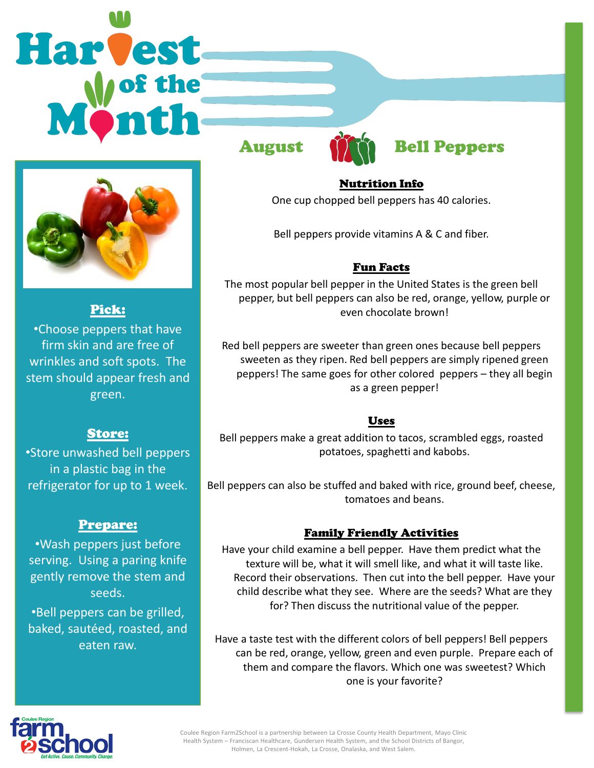# Harvest of the Month

## August — Bell Peppers

### Pick:

•Choose peppers that have firm skin and are free of wrinkles and soft spots. The stem should appear fresh and green.

### Store:

•Store unwashed bell peppers in a plastic bag in the refrigerator for up to 1 week.

### Prepare:

•Wash peppers just before serving. Using a paring knife gently remove the stem and seeds.

•Bell peppers can be grilled, baked, sautéed, roasted, and eaten raw.

### Nutrition Info

One cup chopped bell peppers has 40 calories.

Bell peppers provide vitamins A & C and fiber.

### Fun Facts

The most popular bell pepper in the United States is the green bell pepper, but bell peppers can also be red, orange, yellow, purple or even chocolate brown!

Red bell peppers are sweeter than green ones because bell peppers sweeten as they ripen. Red bell peppers are simply ripened green peppers! The same goes for other colored peppers – they all begin as a green pepper!

### Uses

Bell peppers make a great addition to tacos, scrambled eggs, roasted potatoes, spaghetti and kabobs.

Bell peppers can also be stuffed and baked with rice, ground beef, cheese, tomatoes and beans.

### Family Friendly Activities

Have your child examine a bell pepper. Have them predict what the texture will be, what it will smell like, and what it will taste like. Record their observations. Then cut into the bell pepper. Have your child describe what they see. Where are the seeds? What are they for? Then discuss the nutritional value of the pepper.

Have a taste test with the different colors of bell peppers! Bell peppers can be red, orange, yellow, green and even purple. Prepare each of them and compare the flavors. Which one was sweetest? Which one is your favorite?

Coulee Region farm2school — Get Active. Cause. Community. Change.

Coulee Region Farm2School is a partnership between La Crosse County Health Department, Mayo Clinic Health System – Franciscan Healthcare, Gundersen Health System, and the School Districts of Bangor, Holmen, La Crescent-Hokah, La Crosse, Onalaska, and West Salem.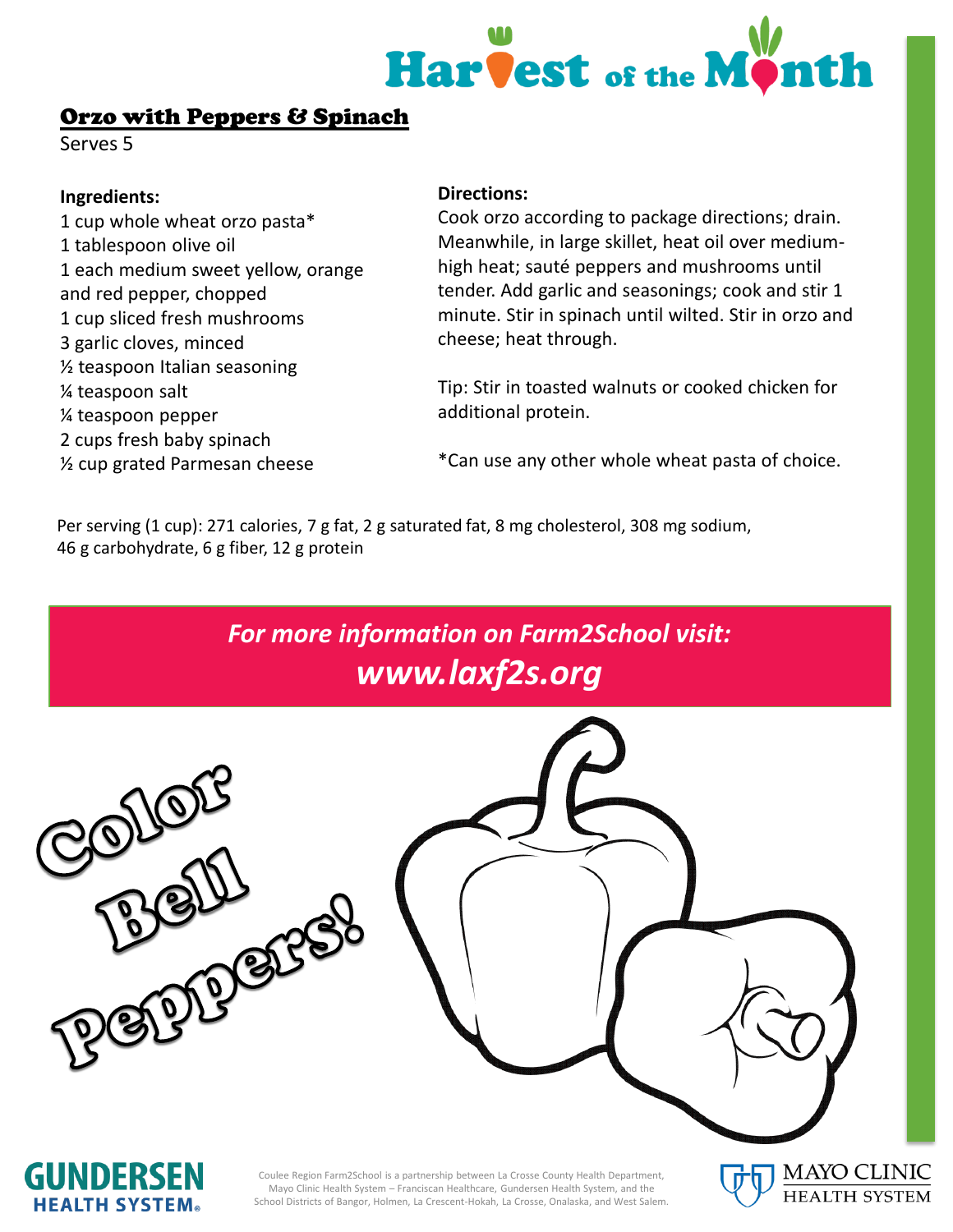# Harvest of the Month

## Orzo with Peppers & Spinach

Serves 5

**Ingredients:**

1 cup whole wheat orzo pasta*
1 tablespoon olive oil
1 each medium sweet yellow, orange and red pepper, chopped
1 cup sliced fresh mushrooms
3 garlic cloves, minced
½ teaspoon Italian seasoning
¼ teaspoon salt
¼ teaspoon pepper
2 cups fresh baby spinach
½ cup grated Parmesan cheese

**Directions:**

Cook orzo according to package directions; drain. Meanwhile, in large skillet, heat oil over medium-high heat; sauté peppers and mushrooms until tender. Add garlic and seasonings; cook and stir 1 minute. Stir in spinach until wilted. Stir in orzo and cheese; heat through.

Tip: Stir in toasted walnuts or cooked chicken for additional protein.

*Can use any other whole wheat pasta of choice.

Per serving (1 cup): 271 calories, 7 g fat, 2 g saturated fat, 8 mg cholesterol, 308 mg sodium, 46 g carbohydrate, 6 g fiber, 12 g protein

***For more information on Farm2School visit:***
***www.laxf2s.org***

Color Bell Peppers!

GUNDERSEN HEALTH SYSTEM®

Coulee Region Farm2School is a partnership between La Crosse County Health Department, Mayo Clinic Health System – Franciscan Healthcare, Gundersen Health System, and the School Districts of Bangor, Holmen, La Crescent-Hokah, La Crosse, Onalaska, and West Salem.

MAYO CLINIC HEALTH SYSTEM